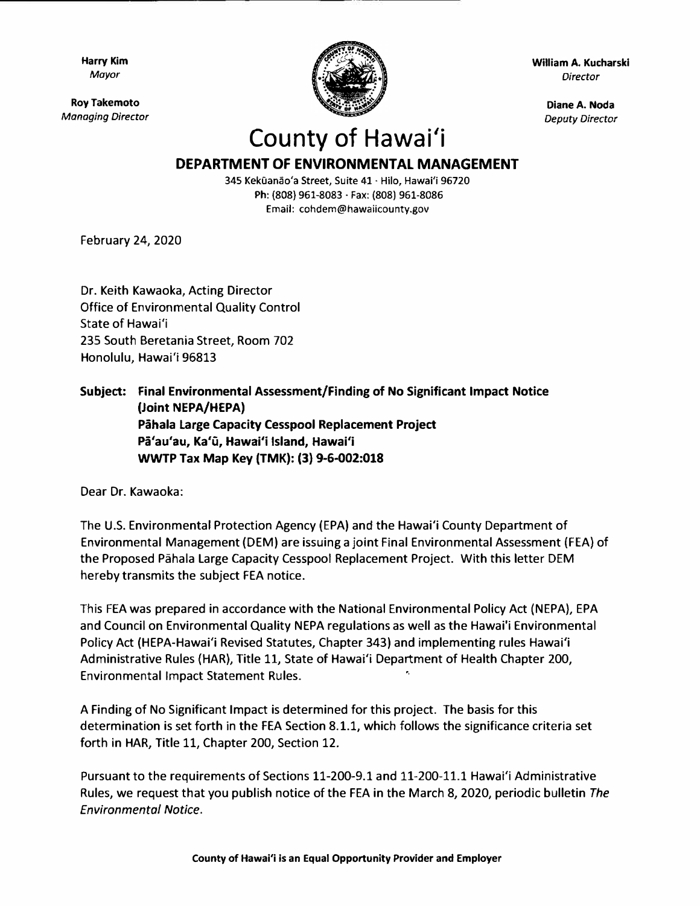**Harry Kim**
*Mayor*

**Roy Takemoto**
*Managing Director*

**William A. Kucharski**
*Director*

**Diane A. Noda**
*Deputy Director*

# County of Hawai'i

## DEPARTMENT OF ENVIRONMENTAL MANAGEMENT

345 Kekūanāo'a Street, Suite 41 · Hilo, Hawai'i 96720
Ph: (808) 961-8083 · Fax: (808) 961-8086
Email: cohdem@hawaiicounty.gov

February 24, 2020

Dr. Keith Kawaoka, Acting Director
Office of Environmental Quality Control
State of Hawai'i
235 South Beretania Street, Room 702
Honolulu, Hawai'i 96813

**Subject: Final Environmental Assessment/Finding of No Significant Impact Notice (Joint NEPA/HEPA)**
**Pāhala Large Capacity Cesspool Replacement Project**
**Pā'au'au, Ka'ū, Hawai'i Island, Hawai'i**
**WWTP Tax Map Key (TMK): (3) 9-6-002:018**

Dear Dr. Kawaoka:

The U.S. Environmental Protection Agency (EPA) and the Hawai'i County Department of Environmental Management (DEM) are issuing a joint Final Environmental Assessment (FEA) of the Proposed Pāhala Large Capacity Cesspool Replacement Project. With this letter DEM hereby transmits the subject FEA notice.

This FEA was prepared in accordance with the National Environmental Policy Act (NEPA), EPA and Council on Environmental Quality NEPA regulations as well as the Hawai'i Environmental Policy Act (HEPA-Hawai'i Revised Statutes, Chapter 343) and implementing rules Hawai'i Administrative Rules (HAR), Title 11, State of Hawai'i Department of Health Chapter 200, Environmental Impact Statement Rules.

A Finding of No Significant Impact is determined for this project. The basis for this determination is set forth in the FEA Section 8.1.1, which follows the significance criteria set forth in HAR, Title 11, Chapter 200, Section 12.

Pursuant to the requirements of Sections 11-200-9.1 and 11-200-11.1 Hawai'i Administrative Rules, we request that you publish notice of the FEA in the March 8, 2020, periodic bulletin *The Environmental Notice*.

**County of Hawai'i is an Equal Opportunity Provider and Employer**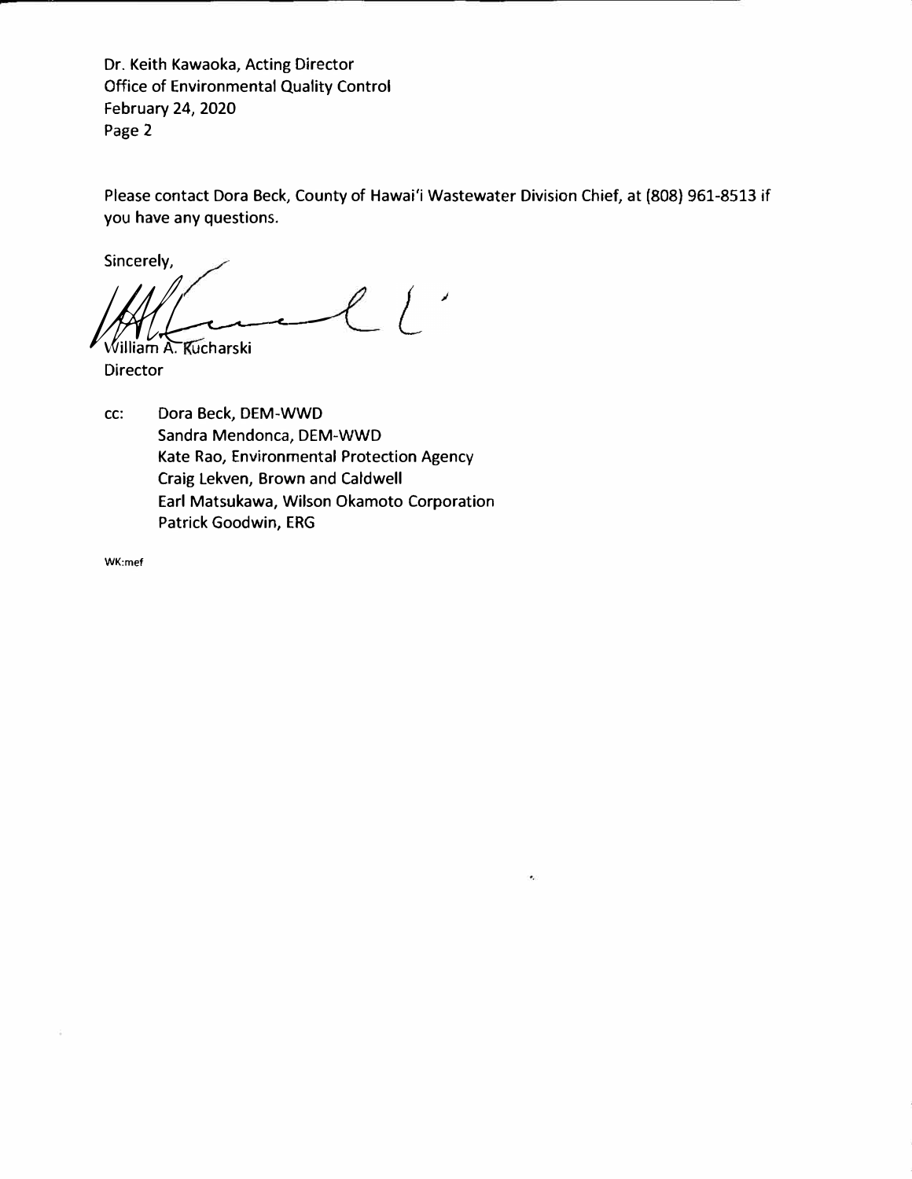Dr. Keith Kawaoka, Acting Director
Office of Environmental Quality Control
February 24, 2020
Page 2

Please contact Dora Beck, County of Hawai'i Wastewater Division Chief, at (808) 961-8513 if you have any questions.

Sincerely,

William A. Kucharski
Director

cc: Dora Beck, DEM-WWD
Sandra Mendonca, DEM-WWD
Kate Rao, Environmental Protection Agency
Craig Lekven, Brown and Caldwell
Earl Matsukawa, Wilson Okamoto Corporation
Patrick Goodwin, ERG

WK:mef